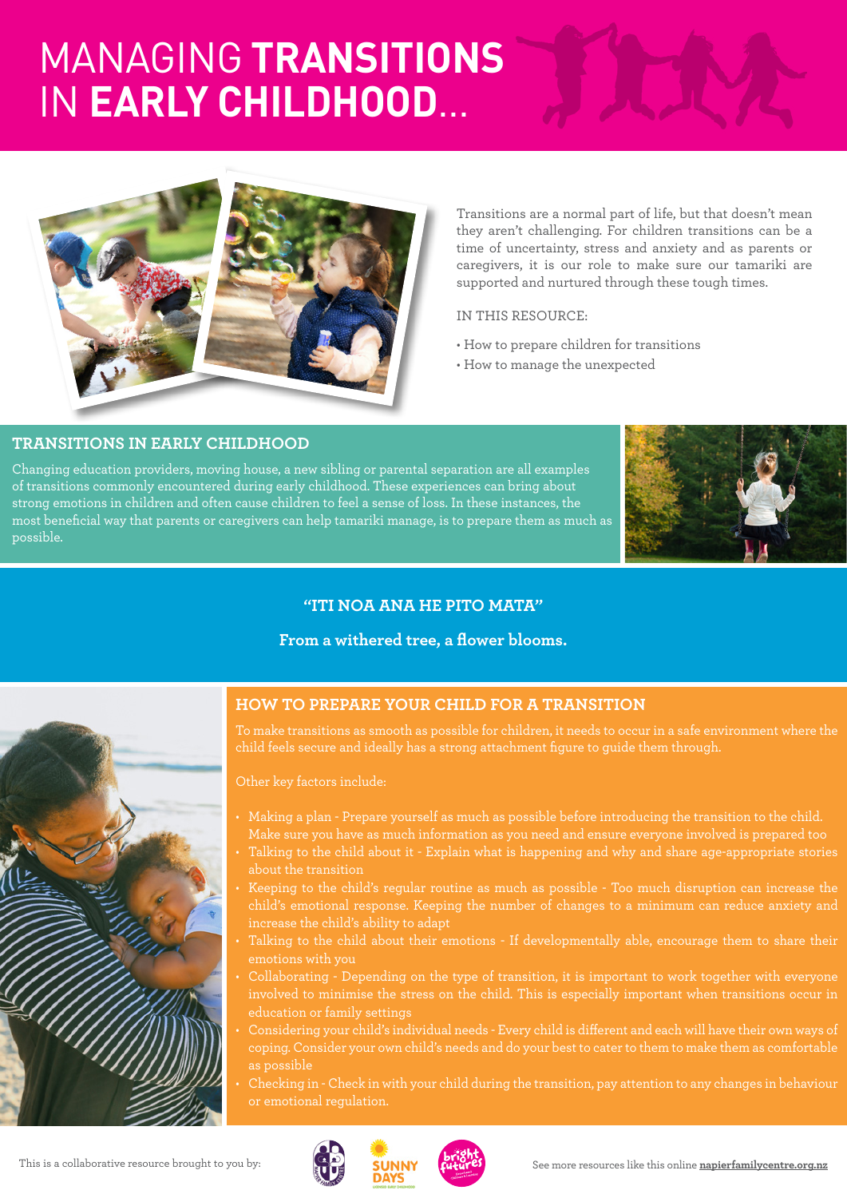# MANAGING **TRANSITIONS** IN **EARLY CHILDHOOD**...

Transitions are a normal part of life, but that doesn't mean they aren't challenging. For children transitions can be a time of uncertainty, stress and anxiety and as parents or caregivers, it is our role to make sure our tamariki are supported and nurtured through these tough times.

IN THIS RESOURCE:

- How to prepare children for transitions
- How to manage the unexpected

## TRANSITIONS IN EARLY CHILDHOOD

Changing education providers, moving house, a new sibling or parental separation are all examples of transitions commonly encountered during early childhood. These experiences can bring about strong emotions in children and often cause children to feel a sense of loss. In these instances, the most beneficial way that parents or caregivers can help tamariki manage, is to prepare them as much as possible.

**"ITI NOA ANA HE PITO MATA"**

**From a withered tree, a flower blooms.**

## HOW TO PREPARE YOUR CHILD FOR A TRANSITION

To make transitions as smooth as possible for children, it needs to occur in a safe environment where the child feels secure and ideally has a strong attachment figure to guide them through.

Other key factors include:

- Making a plan - Prepare yourself as much as possible before introducing the transition to the child. Make sure you have as much information as you need and ensure everyone involved is prepared too
- Talking to the child about it - Explain what is happening and why and share age-appropriate stories about the transition
- Keeping to the child's regular routine as much as possible - Too much disruption can increase the child's emotional response. Keeping the number of changes to a minimum can reduce anxiety and increase the child's ability to adapt
- Talking to the child about their emotions - If developmentally able, encourage them to share their emotions with you
- Collaborating - Depending on the type of transition, it is important to work together with everyone involved to minimise the stress on the child. This is especially important when transitions occur in education or family settings
- Considering your child's individual needs - Every child is different and each will have their own ways of coping. Consider your own child's needs and do your best to cater to them to make them as comfortable as possible
- Checking in - Check in with your child during the transition, pay attention to any changes in behaviour or emotional regulation.

This is a collaborative resource brought to you by:

See more resources like this online **napierfamilycentre.org.nz**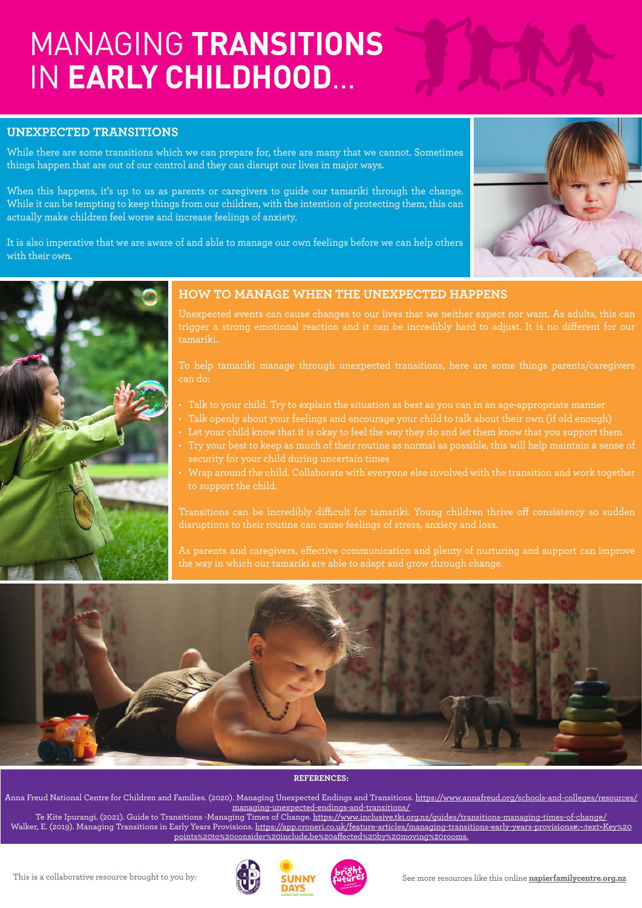# MANAGING **TRANSITIONS** IN **EARLY CHILDHOOD**...

## UNEXPECTED TRANSITIONS

While there are some transitions which we can prepare for, there are many that we cannot. Sometimes things happen that are out of our control and they can disrupt our lives in major ways.

When this happens, it's up to us as parents or caregivers to guide our tamariki through the change. While it can be tempting to keep things from our children, with the intention of protecting them, this can actually make children feel worse and increase feelings of anxiety.

It is also imperative that we are aware of and able to manage our own feelings before we can help others with their own.

## HOW TO MANAGE WHEN THE UNEXPECTED HAPPENS

Unexpected events can cause changes to our lives that we neither expect nor want. As adults, this can trigger a strong emotional reaction and it can be incredibly hard to adjust. It is no different for our tamariki.

To help tamariki manage through unexpected transitions, here are some things parents/caregivers can do:

- Talk to your child. Try to explain the situation as best as you can in an age-appropriate manner
- Talk openly about your feelings and encourage your child to talk about their own (if old enough)
- Let your child know that it is okay to feel the way they do and let them know that you support them
- Try your best to keep as much of their routine as normal as possible, this will help maintain a sense of security for your child during uncertain times
- Wrap around the child. Collaborate with everyone else involved with the transition and work together to support the child.

Transitions can be incredibly difficult for tamariki. Young children thrive off consistency so sudden disruptions to their routine can cause feelings of stress, anxiety and loss.

As parents and caregivers, effective communication and plenty of nurturing and support can improve the way in which our tamariki are able to adapt and grow through change.

**REFERENCES:**

Anna Freud National Centre for Children and Families. (2020). Managing Unexpected Endings and Transitions. https://www.annafreud.org/schools-and-colleges/resources/managing-unexpected-endings-and-transitions/

Te Kite Ipurangi. (2021). Guide to Transitions -Managing Times of Change. https://www.inclusive.tki.org.nz/guides/transitions-managing-times-of-change/

Walker, E. (2019). Managing Transitions in Early Years Provisions. https://app.croneri.co.uk/feature-articles/managing-transitions-early-years-provisions#:~:text=Key%20points%20to%20consider%20include,be%20affected%20by%20moving%20rooms.

This is a collaborative resource brought to you by:

See more resources like this online **napierfamilycentre.org.nz**